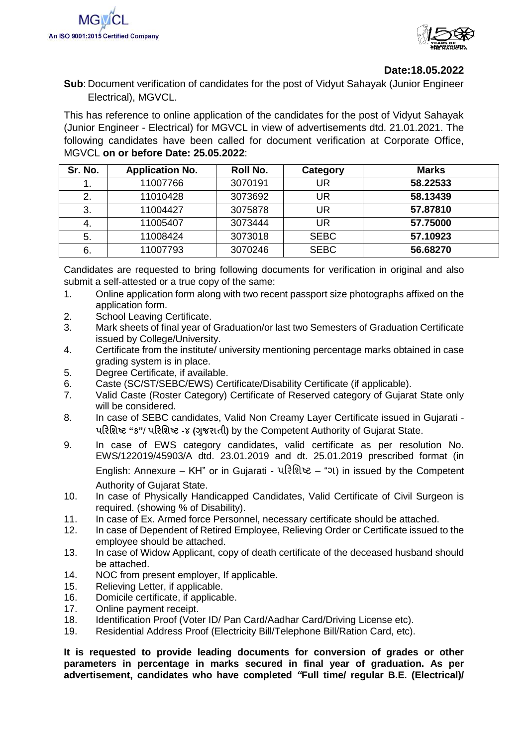MGVCL
An ISO 9001:2015 Certified Company

**Date:18.05.2022**

**Sub**: Document verification of candidates for the post of Vidyut Sahayak (Junior Engineer Electrical), MGVCL.

This has reference to online application of the candidates for the post of Vidyut Sahayak (Junior Engineer - Electrical) for MGVCL in view of advertisements dtd. 21.01.2021. The following candidates have been called for document verification at Corporate Office, MGVCL **on or before Date: 25.05.2022**:

| Sr. No. | Application No. | Roll No. | Category | Marks |
|---|---|---|---|---|
| 1. | 11007766 | 3070191 | UR | **58.22533** |
| 2. | 11010428 | 3073692 | UR | **58.13439** |
| 3. | 11004427 | 3075878 | UR | **57.87810** |
| 4. | 11005407 | 3073444 | UR | **57.75000** |
| 5. | 11008424 | 3073018 | SEBC | **57.10923** |
| 6. | 11007793 | 3070246 | SEBC | **56.68270** |

Candidates are requested to bring following documents for verification in original and also submit a self-attested or a true copy of the same:

1. Online application form along with two recent passport size photographs affixed on the application form.
2. School Leaving Certificate.
3. Mark sheets of final year of Graduation/or last two Semesters of Graduation Certificate issued by College/University.
4. Certificate from the institute/ university mentioning percentage marks obtained in case grading system is in place.
5. Degree Certificate, if available.
6. Caste (SC/ST/SEBC/EWS) Certificate/Disability Certificate (if applicable).
7. Valid Caste (Roster Category) Certificate of Reserved category of Gujarat State only will be considered.
8. In case of SEBC candidates, Valid Non Creamy Layer Certificate issued in Gujarati - **પરિશિષ્ટ "ક"/ પરિશિષ્ટ -૪ (ગુજરાતી)** by the Competent Authority of Gujarat State.
9. In case of EWS category candidates, valid certificate as per resolution No. EWS/122019/45903/A dtd. 23.01.2019 and dt. 25.01.2019 prescribed format (in English: Annexure – KH" or in Gujarati - પરિશિષ્ટ – "ગ) in issued by the Competent Authority of Gujarat State.
10. In case of Physically Handicapped Candidates, Valid Certificate of Civil Surgeon is required. (showing % of Disability).
11. In case of Ex. Armed force Personnel, necessary certificate should be attached.
12. In case of Dependent of Retired Employee, Relieving Order or Certificate issued to the employee should be attached.
13. In case of Widow Applicant, copy of death certificate of the deceased husband should be attached.
14. NOC from present employer, If applicable.
15. Relieving Letter, if applicable.
16. Domicile certificate, if applicable.
17. Online payment receipt.
18. Identification Proof (Voter ID/ Pan Card/Aadhar Card/Driving License etc).
19. Residential Address Proof (Electricity Bill/Telephone Bill/Ration Card, etc).

**It is requested to provide leading documents for conversion of grades or other parameters in percentage in marks secured in final year of graduation. As per advertisement, candidates who have completed *"*Full time/ regular B.E. (Electrical)/**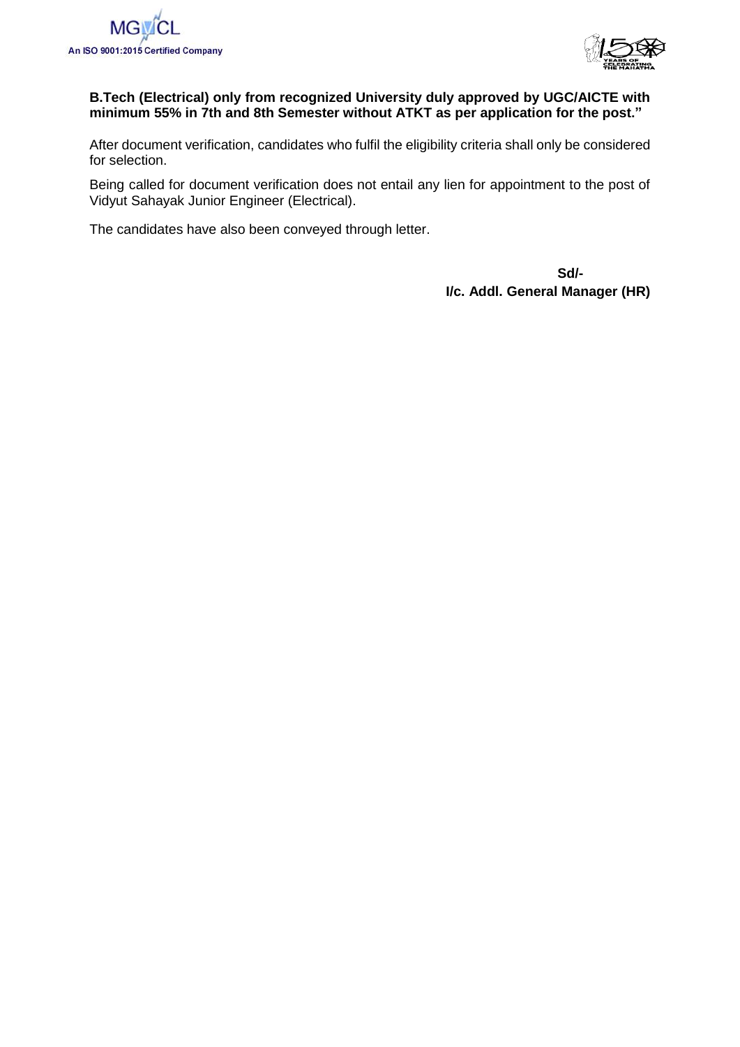**B.Tech (Electrical) only from recognized University duly approved by UGC/AICTE with minimum 55% in 7th and 8th Semester without ATKT as per application for the post."**

After document verification, candidates who fulfil the eligibility criteria shall only be considered for selection.

Being called for document verification does not entail any lien for appointment to the post of Vidyut Sahayak Junior Engineer (Electrical).

The candidates have also been conveyed through letter.

**Sd/-**
**I/c. Addl. General Manager (HR)**